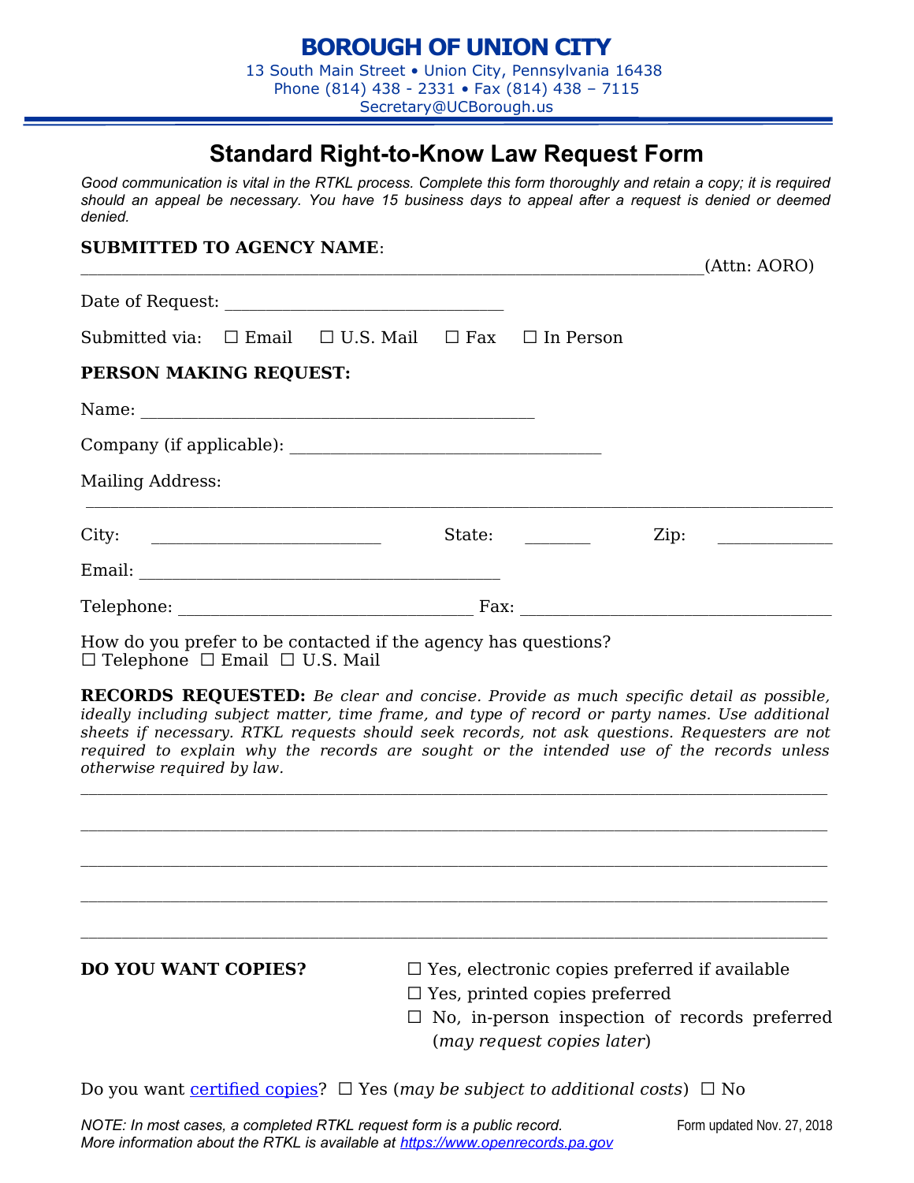# BOROUGH OF UNION CITY

13 South Main Street • Union City, Pennsylvania 16438
Phone (814) 438 - 2331 • Fax (814) 438 – 7115
Secretary@UCBorough.us

## Standard Right-to-Know Law Request Form

*Good communication is vital in the RTKL process. Complete this form thoroughly and retain a copy; it is required should an appeal be necessary. You have 15 business days to appeal after a request is denied or deemed denied.*

**SUBMITTED TO AGENCY NAME**:

______________________________________________________________(Attn: AORO)

Date of Request: ___________________________

Submitted via: ☐ Email ☐ U.S. Mail ☐ Fax ☐ In Person

**PERSON MAKING REQUEST:**

Name: _______________________________________

Company (if applicable): ______________________________

Mailing Address:

_________________________________________________________________________

City: ______________________ State: ______ Zip: __________

Email: ____________________________________

Telephone: ____________________________ Fax: ______________________________

How do you prefer to be contacted if the agency has questions?
☐ Telephone ☐ Email ☐ U.S. Mail

**RECORDS REQUESTED:** *Be clear and concise. Provide as much specific detail as possible, ideally including subject matter, time frame, and type of record or party names. Use additional sheets if necessary. RTKL requests should seek records, not ask questions. Requesters are not required to explain why the records are sought or the intended use of the records unless otherwise required by law.*

_________________________________________________________________________

_________________________________________________________________________

_________________________________________________________________________

_________________________________________________________________________

_________________________________________________________________________

**DO YOU WANT COPIES?**

☐ Yes, electronic copies preferred if available
☐ Yes, printed copies preferred
☐ No, in-person inspection of records preferred (*may request copies later*)

Do you want certified copies? ☐ Yes (*may be subject to additional costs*) ☐ No

*NOTE: In most cases, a completed RTKL request form is a public record.*
*More information about the RTKL is available at https://www.openrecords.pa.gov*

Form updated Nov. 27, 2018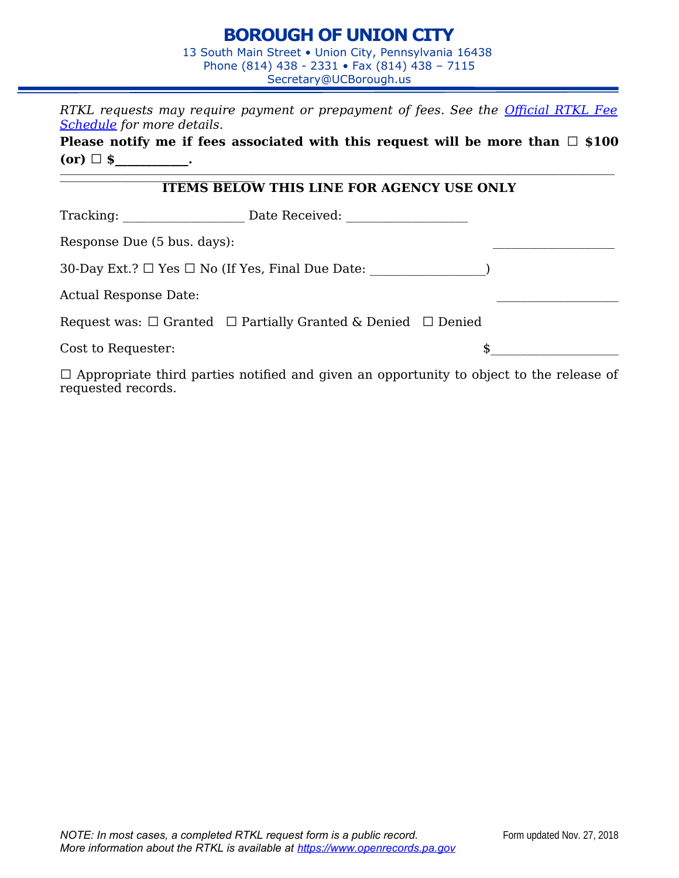# BOROUGH OF UNION CITY

13 South Main Street • Union City, Pennsylvania 16438
Phone (814) 438 - 2331 • Fax (814) 438 – 7115
Secretary@UCBorough.us

---

*RTKL requests may require payment or prepayment of fees. See the [Official RTKL Fee Schedule](#) for more details.*

**Please notify me if fees associated with this request will be more than ☐ $100 (or) ☐ $___________.**

---

**ITEMS BELOW THIS LINE FOR AGENCY USE ONLY**

Tracking: ___________________ Date Received: ___________________

Response Due (5 bus. days): ___________________

30-Day Ext.? ☐ Yes ☐ No (If Yes, Final Due Date: __________________)

Actual Response Date: ___________________

Request was: ☐ Granted ☐ Partially Granted & Denied ☐ Denied

Cost to Requester: $___________________

☐ Appropriate third parties notified and given an opportunity to object to the release of requested records.

*NOTE: In most cases, a completed RTKL request form is a public record.*
*More information about the RTKL is available at [https://www.openrecords.pa.gov](https://www.openrecords.pa.gov)*

Form updated Nov. 27, 2018